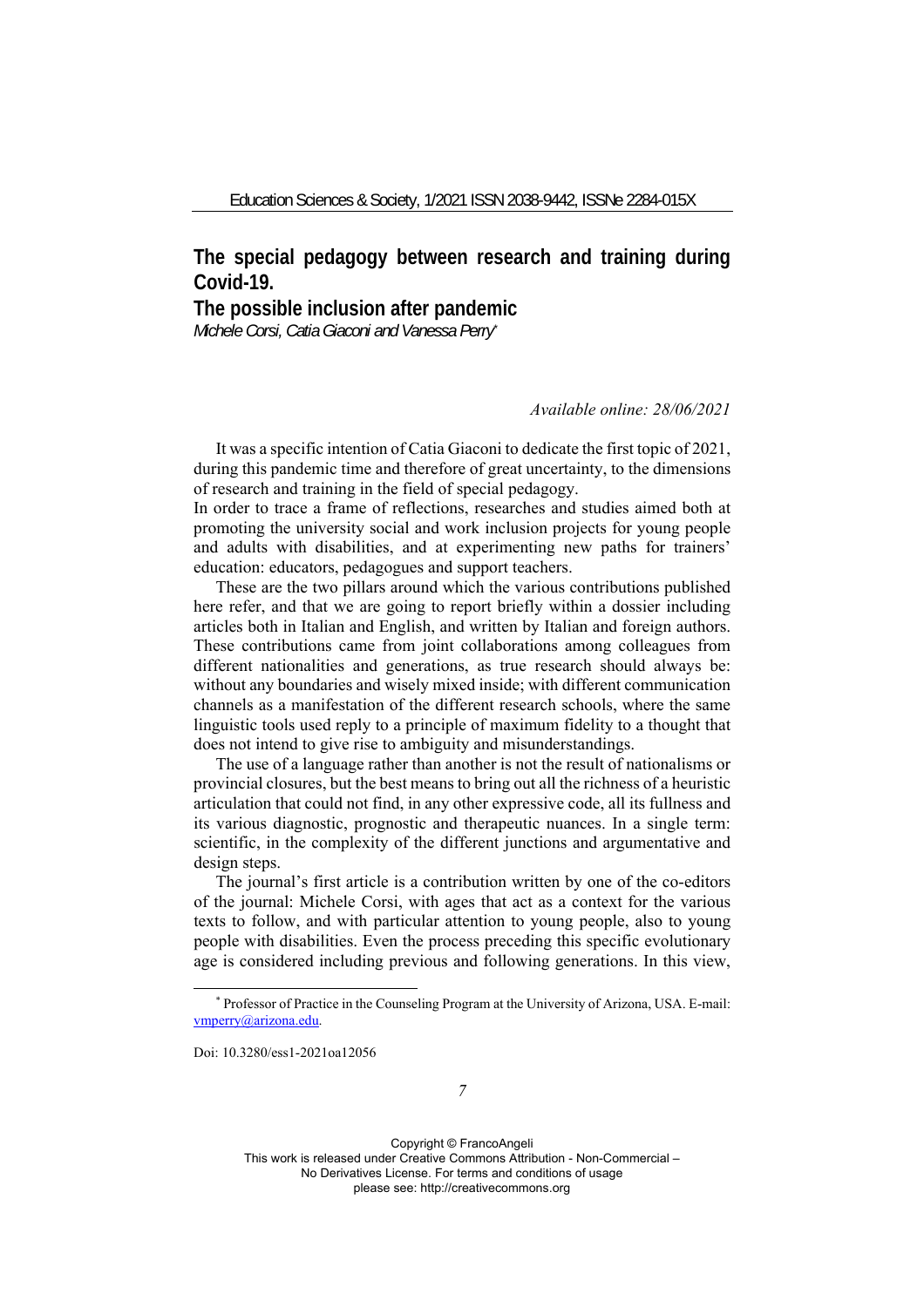# The special pedagogy between research and training during Covid-19.

## The possible inclusion after pandemic

*Michele Corsi, Catia Giaconi and Vanessa Perry*[*]

*Available online: 28/06/2021*

It was a specific intention of Catia Giaconi to dedicate the first topic of 2021, during this pandemic time and therefore of great uncertainty, to the dimensions of research and training in the field of special pedagogy.
In order to trace a frame of reflections, researches and studies aimed both at promoting the university social and work inclusion projects for young people and adults with disabilities, and at experimenting new paths for trainers' education: educators, pedagogues and support teachers.

These are the two pillars around which the various contributions published here refer, and that we are going to report briefly within a dossier including articles both in Italian and English, and written by Italian and foreign authors. These contributions came from joint collaborations among colleagues from different nationalities and generations, as true research should always be: without any boundaries and wisely mixed inside; with different communication channels as a manifestation of the different research schools, where the same linguistic tools used reply to a principle of maximum fidelity to a thought that does not intend to give rise to ambiguity and misunderstandings.

The use of a language rather than another is not the result of nationalisms or provincial closures, but the best means to bring out all the richness of a heuristic articulation that could not find, in any other expressive code, all its fullness and its various diagnostic, prognostic and therapeutic nuances. In a single term: scientific, in the complexity of the different junctions and argumentative and design steps.

The journal's first article is a contribution written by one of the co-editors of the journal: Michele Corsi, with ages that act as a context for the various texts to follow, and with particular attention to young people, also to young people with disabilities. Even the process preceding this specific evolutionary age is considered including previous and following generations. In this view,

[*] Professor of Practice in the Counseling Program at the University of Arizona, USA. E-mail: vmperry@arizona.edu.

Doi: 10.3280/ess1-2021oa12056

Copyright © FrancoAngeli
This work is released under Creative Commons Attribution - Non-Commercial – No Derivatives License. For terms and conditions of usage please see: http://creativecommons.org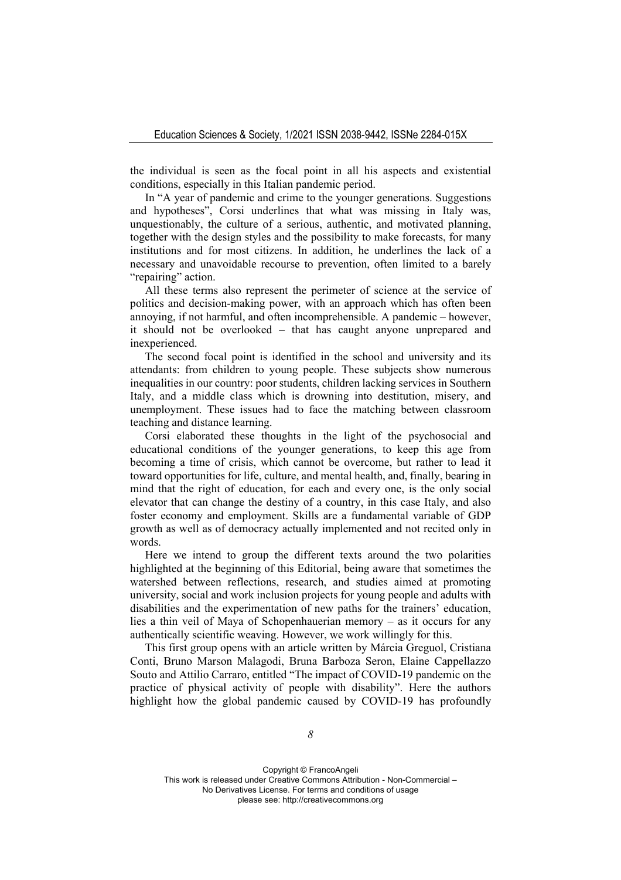the individual is seen as the focal point in all his aspects and existential conditions, especially in this Italian pandemic period.

In "A year of pandemic and crime to the younger generations. Suggestions and hypotheses", Corsi underlines that what was missing in Italy was, unquestionably, the culture of a serious, authentic, and motivated planning, together with the design styles and the possibility to make forecasts, for many institutions and for most citizens. In addition, he underlines the lack of a necessary and unavoidable recourse to prevention, often limited to a barely "repairing" action.

All these terms also represent the perimeter of science at the service of politics and decision-making power, with an approach which has often been annoying, if not harmful, and often incomprehensible. A pandemic – however, it should not be overlooked – that has caught anyone unprepared and inexperienced.

The second focal point is identified in the school and university and its attendants: from children to young people. These subjects show numerous inequalities in our country: poor students, children lacking services in Southern Italy, and a middle class which is drowning into destitution, misery, and unemployment. These issues had to face the matching between classroom teaching and distance learning.

Corsi elaborated these thoughts in the light of the psychosocial and educational conditions of the younger generations, to keep this age from becoming a time of crisis, which cannot be overcome, but rather to lead it toward opportunities for life, culture, and mental health, and, finally, bearing in mind that the right of education, for each and every one, is the only social elevator that can change the destiny of a country, in this case Italy, and also foster economy and employment. Skills are a fundamental variable of GDP growth as well as of democracy actually implemented and not recited only in words.

Here we intend to group the different texts around the two polarities highlighted at the beginning of this Editorial, being aware that sometimes the watershed between reflections, research, and studies aimed at promoting university, social and work inclusion projects for young people and adults with disabilities and the experimentation of new paths for the trainers' education, lies a thin veil of Maya of Schopenhauerian memory – as it occurs for any authentically scientific weaving. However, we work willingly for this.

This first group opens with an article written by Márcia Greguol, Cristiana Conti, Bruno Marson Malagodi, Bruna Barboza Seron, Elaine Cappellazzo Souto and Attilio Carraro, entitled "The impact of COVID-19 pandemic on the practice of physical activity of people with disability". Here the authors highlight how the global pandemic caused by COVID-19 has profoundly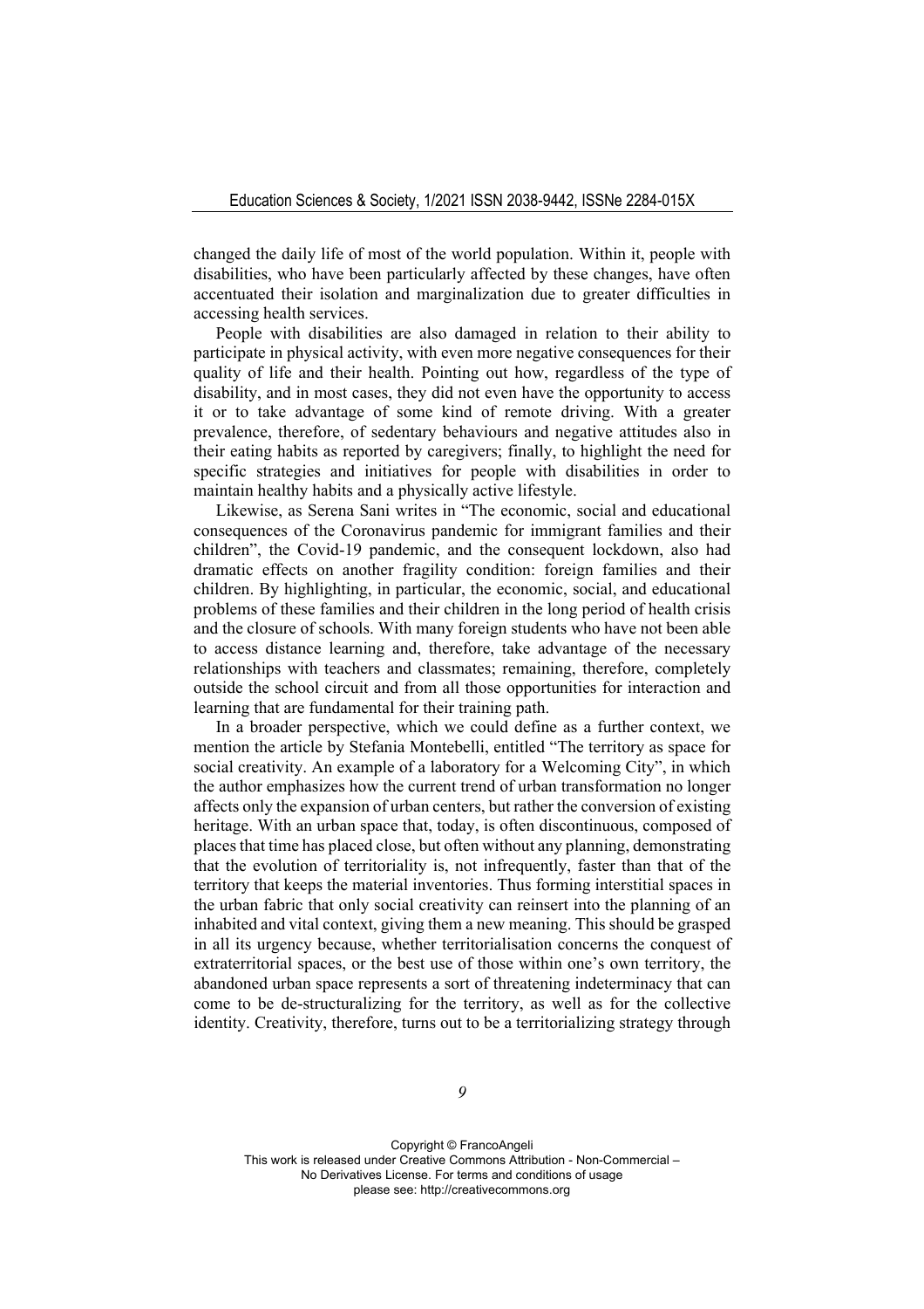changed the daily life of most of the world population. Within it, people with disabilities, who have been particularly affected by these changes, have often accentuated their isolation and marginalization due to greater difficulties in accessing health services.

People with disabilities are also damaged in relation to their ability to participate in physical activity, with even more negative consequences for their quality of life and their health. Pointing out how, regardless of the type of disability, and in most cases, they did not even have the opportunity to access it or to take advantage of some kind of remote driving. With a greater prevalence, therefore, of sedentary behaviours and negative attitudes also in their eating habits as reported by caregivers; finally, to highlight the need for specific strategies and initiatives for people with disabilities in order to maintain healthy habits and a physically active lifestyle.

Likewise, as Serena Sani writes in "The economic, social and educational consequences of the Coronavirus pandemic for immigrant families and their children", the Covid-19 pandemic, and the consequent lockdown, also had dramatic effects on another fragility condition: foreign families and their children. By highlighting, in particular, the economic, social, and educational problems of these families and their children in the long period of health crisis and the closure of schools. With many foreign students who have not been able to access distance learning and, therefore, take advantage of the necessary relationships with teachers and classmates; remaining, therefore, completely outside the school circuit and from all those opportunities for interaction and learning that are fundamental for their training path.

In a broader perspective, which we could define as a further context, we mention the article by Stefania Montebelli, entitled "The territory as space for social creativity. An example of a laboratory for a Welcoming City", in which the author emphasizes how the current trend of urban transformation no longer affects only the expansion of urban centers, but rather the conversion of existing heritage. With an urban space that, today, is often discontinuous, composed of places that time has placed close, but often without any planning, demonstrating that the evolution of territoriality is, not infrequently, faster than that of the territory that keeps the material inventories. Thus forming interstitial spaces in the urban fabric that only social creativity can reinsert into the planning of an inhabited and vital context, giving them a new meaning. This should be grasped in all its urgency because, whether territorialisation concerns the conquest of extraterritorial spaces, or the best use of those within one's own territory, the abandoned urban space represents a sort of threatening indeterminacy that can come to be de-structuralizing for the territory, as well as for the collective identity. Creativity, therefore, turns out to be a territorializing strategy through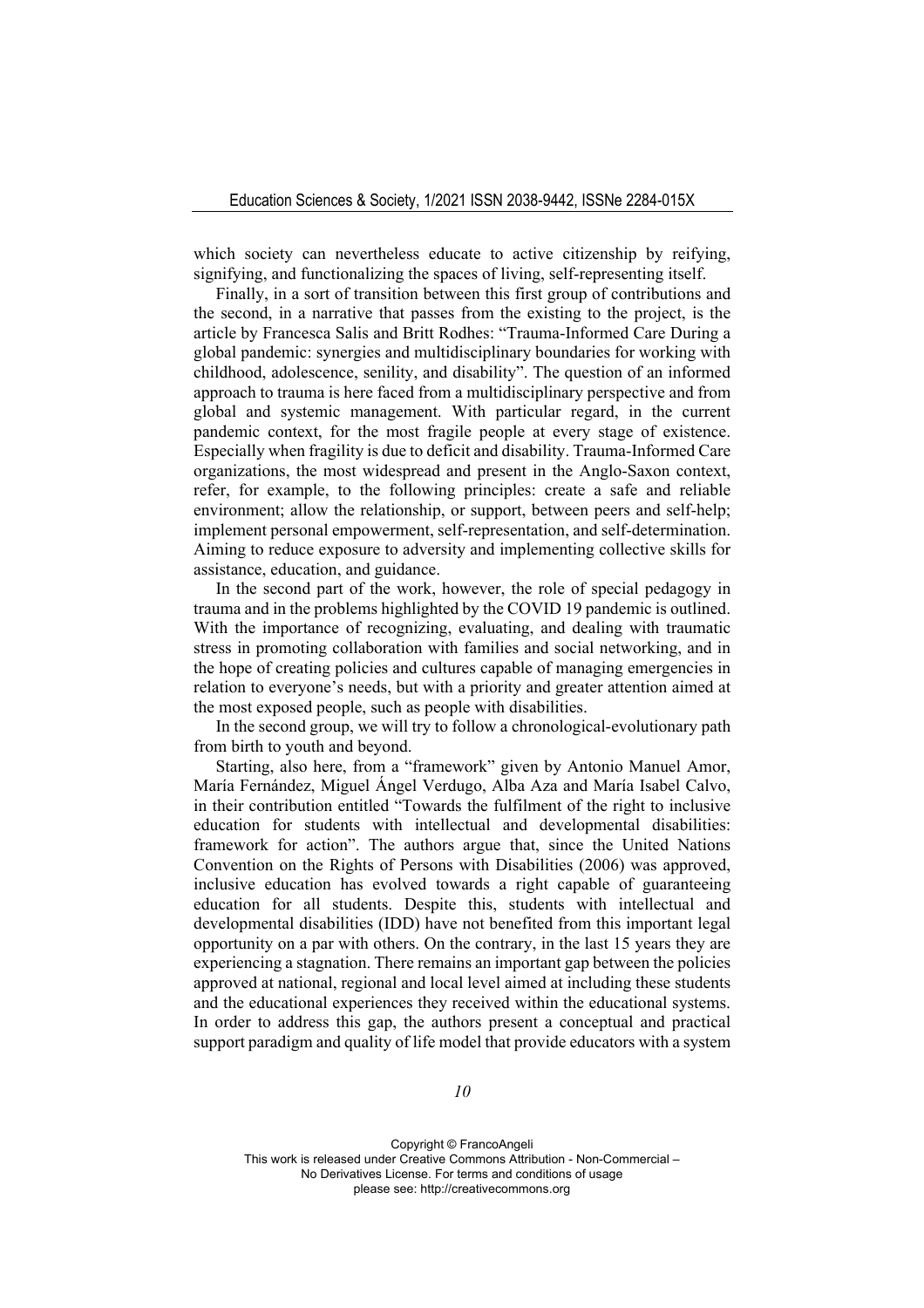which society can nevertheless educate to active citizenship by reifying, signifying, and functionalizing the spaces of living, self-representing itself.

Finally, in a sort of transition between this first group of contributions and the second, in a narrative that passes from the existing to the project, is the article by Francesca Salis and Britt Rodhes: "Trauma-Informed Care During a global pandemic: synergies and multidisciplinary boundaries for working with childhood, adolescence, senility, and disability". The question of an informed approach to trauma is here faced from a multidisciplinary perspective and from global and systemic management. With particular regard, in the current pandemic context, for the most fragile people at every stage of existence. Especially when fragility is due to deficit and disability. Trauma-Informed Care organizations, the most widespread and present in the Anglo-Saxon context, refer, for example, to the following principles: create a safe and reliable environment; allow the relationship, or support, between peers and self-help; implement personal empowerment, self-representation, and self-determination. Aiming to reduce exposure to adversity and implementing collective skills for assistance, education, and guidance.

In the second part of the work, however, the role of special pedagogy in trauma and in the problems highlighted by the COVID 19 pandemic is outlined. With the importance of recognizing, evaluating, and dealing with traumatic stress in promoting collaboration with families and social networking, and in the hope of creating policies and cultures capable of managing emergencies in relation to everyone's needs, but with a priority and greater attention aimed at the most exposed people, such as people with disabilities.

In the second group, we will try to follow a chronological-evolutionary path from birth to youth and beyond.

Starting, also here, from a "framework" given by Antonio Manuel Amor, María Fernández, Miguel Ángel Verdugo, Alba Aza and María Isabel Calvo, in their contribution entitled "Towards the fulfilment of the right to inclusive education for students with intellectual and developmental disabilities: framework for action". The authors argue that, since the United Nations Convention on the Rights of Persons with Disabilities (2006) was approved, inclusive education has evolved towards a right capable of guaranteeing education for all students. Despite this, students with intellectual and developmental disabilities (IDD) have not benefited from this important legal opportunity on a par with others. On the contrary, in the last 15 years they are experiencing a stagnation. There remains an important gap between the policies approved at national, regional and local level aimed at including these students and the educational experiences they received within the educational systems. In order to address this gap, the authors present a conceptual and practical support paradigm and quality of life model that provide educators with a system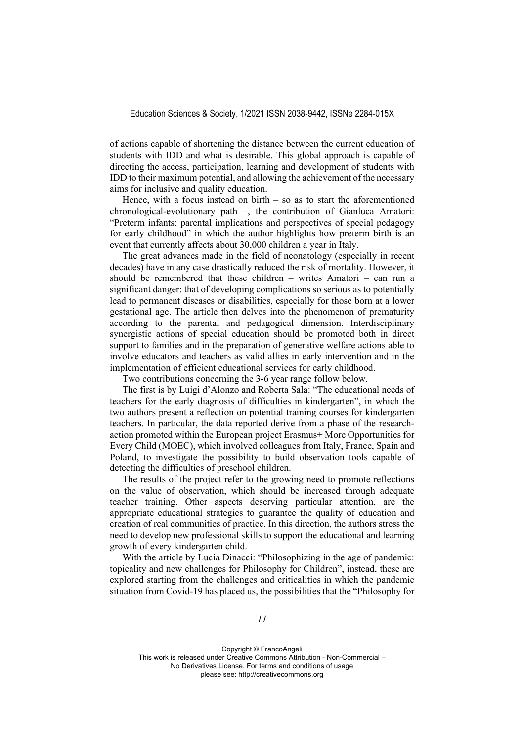of actions capable of shortening the distance between the current education of students with IDD and what is desirable. This global approach is capable of directing the access, participation, learning and development of students with IDD to their maximum potential, and allowing the achievement of the necessary aims for inclusive and quality education.

Hence, with a focus instead on birth – so as to start the aforementioned chronological-evolutionary path –, the contribution of Gianluca Amatori: "Preterm infants: parental implications and perspectives of special pedagogy for early childhood" in which the author highlights how preterm birth is an event that currently affects about 30,000 children a year in Italy.

The great advances made in the field of neonatology (especially in recent decades) have in any case drastically reduced the risk of mortality. However, it should be remembered that these children – writes Amatori – can run a significant danger: that of developing complications so serious as to potentially lead to permanent diseases or disabilities, especially for those born at a lower gestational age. The article then delves into the phenomenon of prematurity according to the parental and pedagogical dimension. Interdisciplinary synergistic actions of special education should be promoted both in direct support to families and in the preparation of generative welfare actions able to involve educators and teachers as valid allies in early intervention and in the implementation of efficient educational services for early childhood.

Two contributions concerning the 3-6 year range follow below.

The first is by Luigi d'Alonzo and Roberta Sala: "The educational needs of teachers for the early diagnosis of difficulties in kindergarten", in which the two authors present a reflection on potential training courses for kindergarten teachers. In particular, the data reported derive from a phase of the research-action promoted within the European project Erasmus+ More Opportunities for Every Child (MOEC), which involved colleagues from Italy, France, Spain and Poland, to investigate the possibility to build observation tools capable of detecting the difficulties of preschool children.

The results of the project refer to the growing need to promote reflections on the value of observation, which should be increased through adequate teacher training. Other aspects deserving particular attention, are the appropriate educational strategies to guarantee the quality of education and creation of real communities of practice. In this direction, the authors stress the need to develop new professional skills to support the educational and learning growth of every kindergarten child.

With the article by Lucia Dinacci: "Philosophizing in the age of pandemic: topicality and new challenges for Philosophy for Children", instead, these are explored starting from the challenges and criticalities in which the pandemic situation from Covid-19 has placed us, the possibilities that the "Philosophy for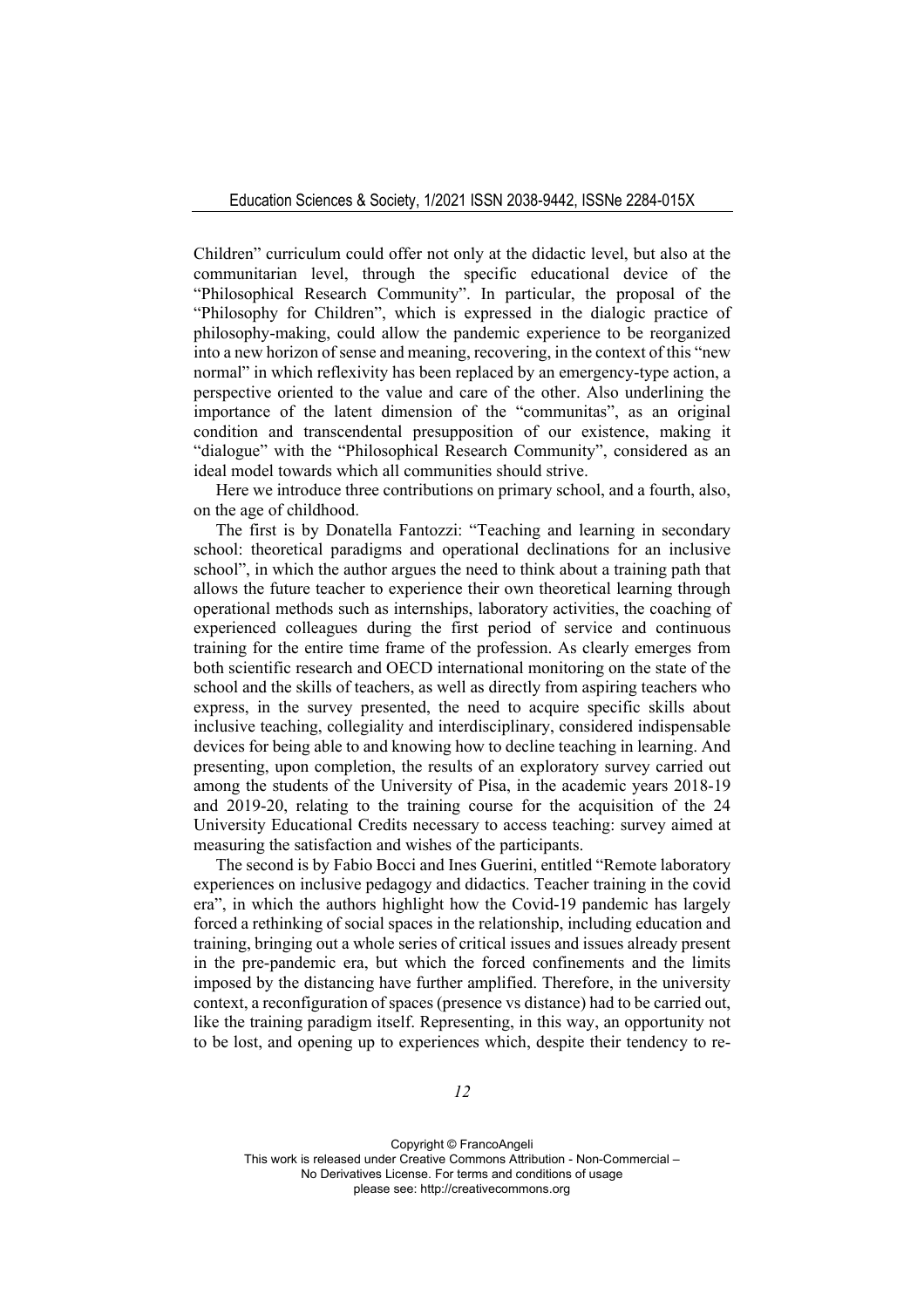Children" curriculum could offer not only at the didactic level, but also at the communitarian level, through the specific educational device of the "Philosophical Research Community". In particular, the proposal of the "Philosophy for Children", which is expressed in the dialogic practice of philosophy-making, could allow the pandemic experience to be reorganized into a new horizon of sense and meaning, recovering, in the context of this "new normal" in which reflexivity has been replaced by an emergency-type action, a perspective oriented to the value and care of the other. Also underlining the importance of the latent dimension of the "communitas", as an original condition and transcendental presupposition of our existence, making it "dialogue" with the "Philosophical Research Community", considered as an ideal model towards which all communities should strive.

Here we introduce three contributions on primary school, and a fourth, also, on the age of childhood.

The first is by Donatella Fantozzi: "Teaching and learning in secondary school: theoretical paradigms and operational declinations for an inclusive school", in which the author argues the need to think about a training path that allows the future teacher to experience their own theoretical learning through operational methods such as internships, laboratory activities, the coaching of experienced colleagues during the first period of service and continuous training for the entire time frame of the profession. As clearly emerges from both scientific research and OECD international monitoring on the state of the school and the skills of teachers, as well as directly from aspiring teachers who express, in the survey presented, the need to acquire specific skills about inclusive teaching, collegiality and interdisciplinary, considered indispensable devices for being able to and knowing how to decline teaching in learning. And presenting, upon completion, the results of an exploratory survey carried out among the students of the University of Pisa, in the academic years 2018-19 and 2019-20, relating to the training course for the acquisition of the 24 University Educational Credits necessary to access teaching: survey aimed at measuring the satisfaction and wishes of the participants.

The second is by Fabio Bocci and Ines Guerini, entitled "Remote laboratory experiences on inclusive pedagogy and didactics. Teacher training in the covid era", in which the authors highlight how the Covid-19 pandemic has largely forced a rethinking of social spaces in the relationship, including education and training, bringing out a whole series of critical issues and issues already present in the pre-pandemic era, but which the forced confinements and the limits imposed by the distancing have further amplified. Therefore, in the university context, a reconfiguration of spaces (presence vs distance) had to be carried out, like the training paradigm itself. Representing, in this way, an opportunity not to be lost, and opening up to experiences which, despite their tendency to re-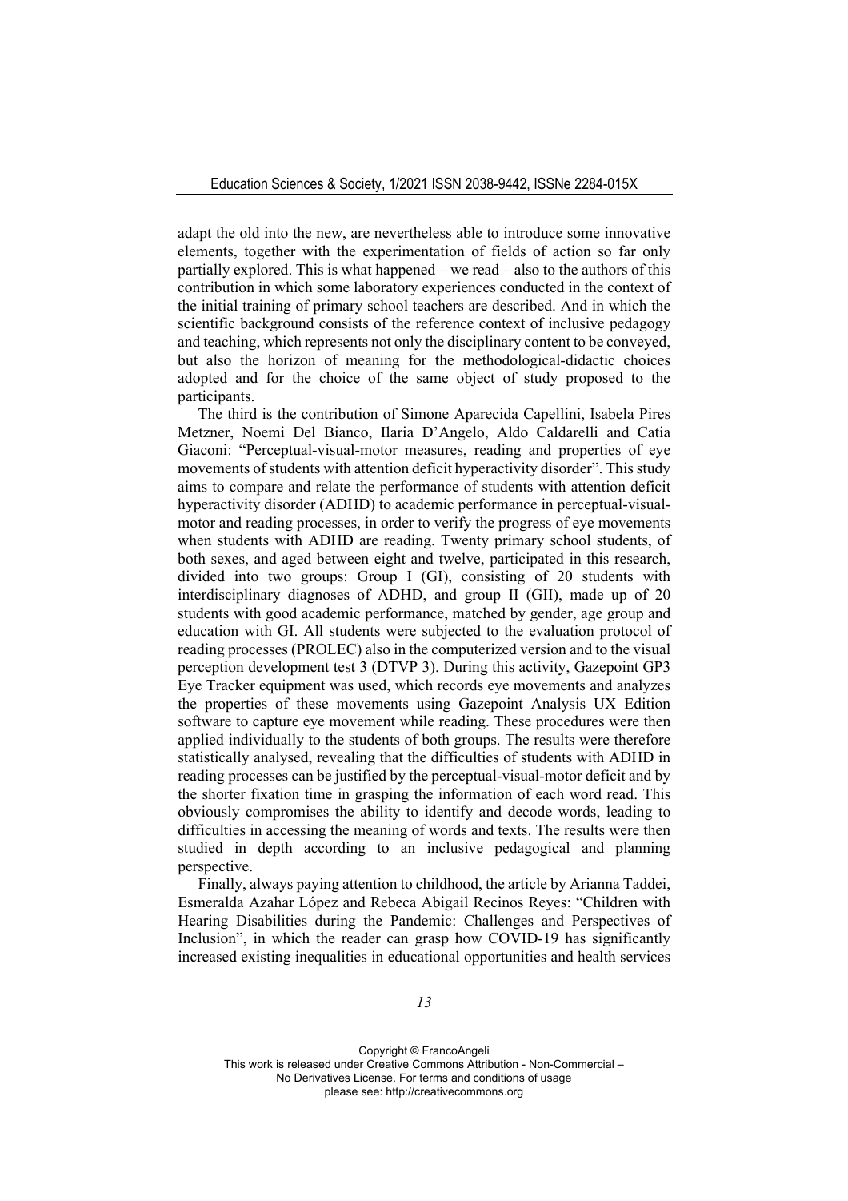adapt the old into the new, are nevertheless able to introduce some innovative elements, together with the experimentation of fields of action so far only partially explored. This is what happened – we read – also to the authors of this contribution in which some laboratory experiences conducted in the context of the initial training of primary school teachers are described. And in which the scientific background consists of the reference context of inclusive pedagogy and teaching, which represents not only the disciplinary content to be conveyed, but also the horizon of meaning for the methodological-didactic choices adopted and for the choice of the same object of study proposed to the participants.

The third is the contribution of Simone Aparecida Capellini, Isabela Pires Metzner, Noemi Del Bianco, Ilaria D'Angelo, Aldo Caldarelli and Catia Giaconi: "Perceptual-visual-motor measures, reading and properties of eye movements of students with attention deficit hyperactivity disorder". This study aims to compare and relate the performance of students with attention deficit hyperactivity disorder (ADHD) to academic performance in perceptual-visual-motor and reading processes, in order to verify the progress of eye movements when students with ADHD are reading. Twenty primary school students, of both sexes, and aged between eight and twelve, participated in this research, divided into two groups: Group I (GI), consisting of 20 students with interdisciplinary diagnoses of ADHD, and group II (GII), made up of 20 students with good academic performance, matched by gender, age group and education with GI. All students were subjected to the evaluation protocol of reading processes (PROLEC) also in the computerized version and to the visual perception development test 3 (DTVP 3). During this activity, Gazepoint GP3 Eye Tracker equipment was used, which records eye movements and analyzes the properties of these movements using Gazepoint Analysis UX Edition software to capture eye movement while reading. These procedures were then applied individually to the students of both groups. The results were therefore statistically analysed, revealing that the difficulties of students with ADHD in reading processes can be justified by the perceptual-visual-motor deficit and by the shorter fixation time in grasping the information of each word read. This obviously compromises the ability to identify and decode words, leading to difficulties in accessing the meaning of words and texts. The results were then studied in depth according to an inclusive pedagogical and planning perspective.

Finally, always paying attention to childhood, the article by Arianna Taddei, Esmeralda Azahar López and Rebeca Abigail Recinos Reyes: "Children with Hearing Disabilities during the Pandemic: Challenges and Perspectives of Inclusion", in which the reader can grasp how COVID-19 has significantly increased existing inequalities in educational opportunities and health services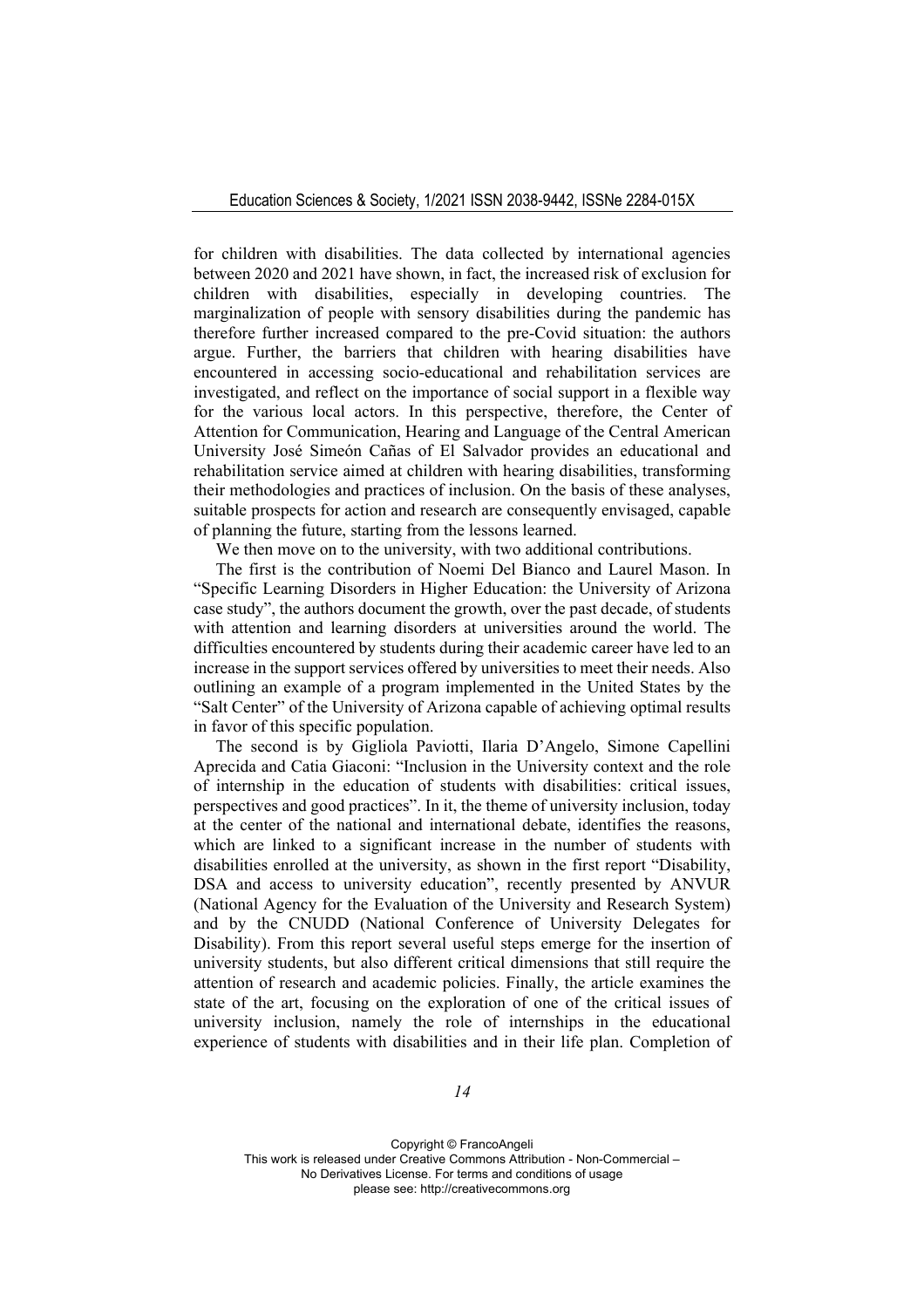for children with disabilities. The data collected by international agencies between 2020 and 2021 have shown, in fact, the increased risk of exclusion for children with disabilities, especially in developing countries. The marginalization of people with sensory disabilities during the pandemic has therefore further increased compared to the pre-Covid situation: the authors argue. Further, the barriers that children with hearing disabilities have encountered in accessing socio-educational and rehabilitation services are investigated, and reflect on the importance of social support in a flexible way for the various local actors. In this perspective, therefore, the Center of Attention for Communication, Hearing and Language of the Central American University José Simeón Cañas of El Salvador provides an educational and rehabilitation service aimed at children with hearing disabilities, transforming their methodologies and practices of inclusion. On the basis of these analyses, suitable prospects for action and research are consequently envisaged, capable of planning the future, starting from the lessons learned.

We then move on to the university, with two additional contributions.

The first is the contribution of Noemi Del Bianco and Laurel Mason. In "Specific Learning Disorders in Higher Education: the University of Arizona case study", the authors document the growth, over the past decade, of students with attention and learning disorders at universities around the world. The difficulties encountered by students during their academic career have led to an increase in the support services offered by universities to meet their needs. Also outlining an example of a program implemented in the United States by the "Salt Center" of the University of Arizona capable of achieving optimal results in favor of this specific population.

The second is by Gigliola Paviotti, Ilaria D'Angelo, Simone Capellini Aprecida and Catia Giaconi: "Inclusion in the University context and the role of internship in the education of students with disabilities: critical issues, perspectives and good practices". In it, the theme of university inclusion, today at the center of the national and international debate, identifies the reasons, which are linked to a significant increase in the number of students with disabilities enrolled at the university, as shown in the first report "Disability, DSA and access to university education", recently presented by ANVUR (National Agency for the Evaluation of the University and Research System) and by the CNUDD (National Conference of University Delegates for Disability). From this report several useful steps emerge for the insertion of university students, but also different critical dimensions that still require the attention of research and academic policies. Finally, the article examines the state of the art, focusing on the exploration of one of the critical issues of university inclusion, namely the role of internships in the educational experience of students with disabilities and in their life plan. Completion of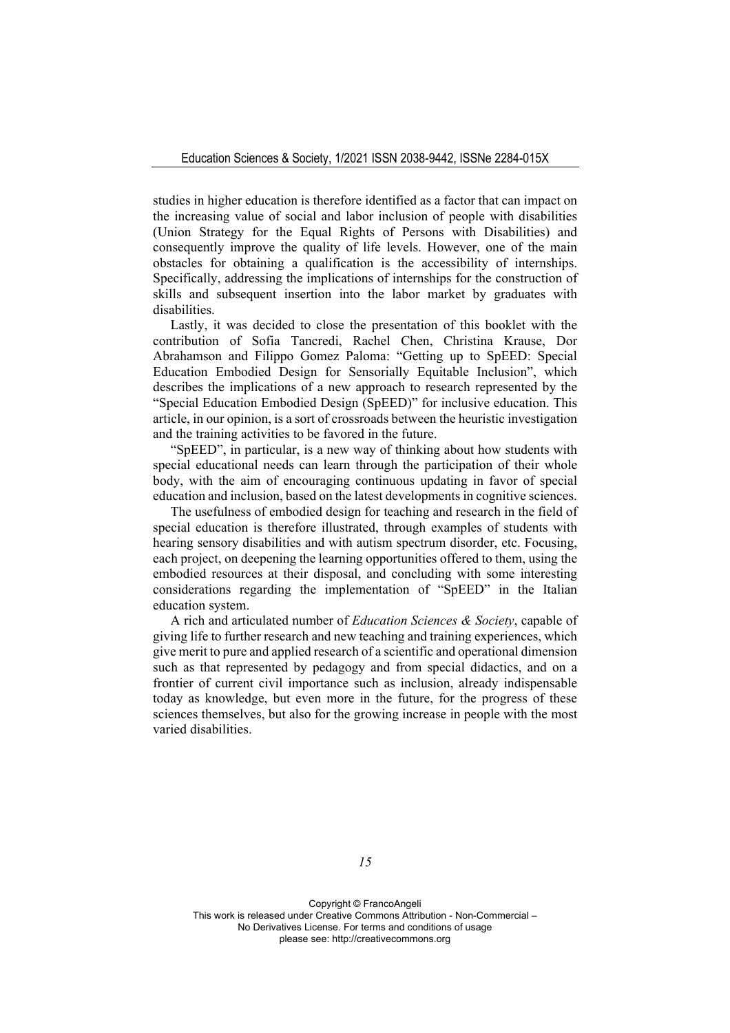studies in higher education is therefore identified as a factor that can impact on the increasing value of social and labor inclusion of people with disabilities (Union Strategy for the Equal Rights of Persons with Disabilities) and consequently improve the quality of life levels. However, one of the main obstacles for obtaining a qualification is the accessibility of internships. Specifically, addressing the implications of internships for the construction of skills and subsequent insertion into the labor market by graduates with disabilities.

Lastly, it was decided to close the presentation of this booklet with the contribution of Sofia Tancredi, Rachel Chen, Christina Krause, Dor Abrahamson and Filippo Gomez Paloma: "Getting up to SpEED: Special Education Embodied Design for Sensorially Equitable Inclusion", which describes the implications of a new approach to research represented by the "Special Education Embodied Design (SpEED)" for inclusive education. This article, in our opinion, is a sort of crossroads between the heuristic investigation and the training activities to be favored in the future.

"SpEED", in particular, is a new way of thinking about how students with special educational needs can learn through the participation of their whole body, with the aim of encouraging continuous updating in favor of special education and inclusion, based on the latest developments in cognitive sciences.

The usefulness of embodied design for teaching and research in the field of special education is therefore illustrated, through examples of students with hearing sensory disabilities and with autism spectrum disorder, etc. Focusing, each project, on deepening the learning opportunities offered to them, using the embodied resources at their disposal, and concluding with some interesting considerations regarding the implementation of "SpEED" in the Italian education system.

A rich and articulated number of *Education Sciences & Society*, capable of giving life to further research and new teaching and training experiences, which give merit to pure and applied research of a scientific and operational dimension such as that represented by pedagogy and from special didactics, and on a frontier of current civil importance such as inclusion, already indispensable today as knowledge, but even more in the future, for the progress of these sciences themselves, but also for the growing increase in people with the most varied disabilities.